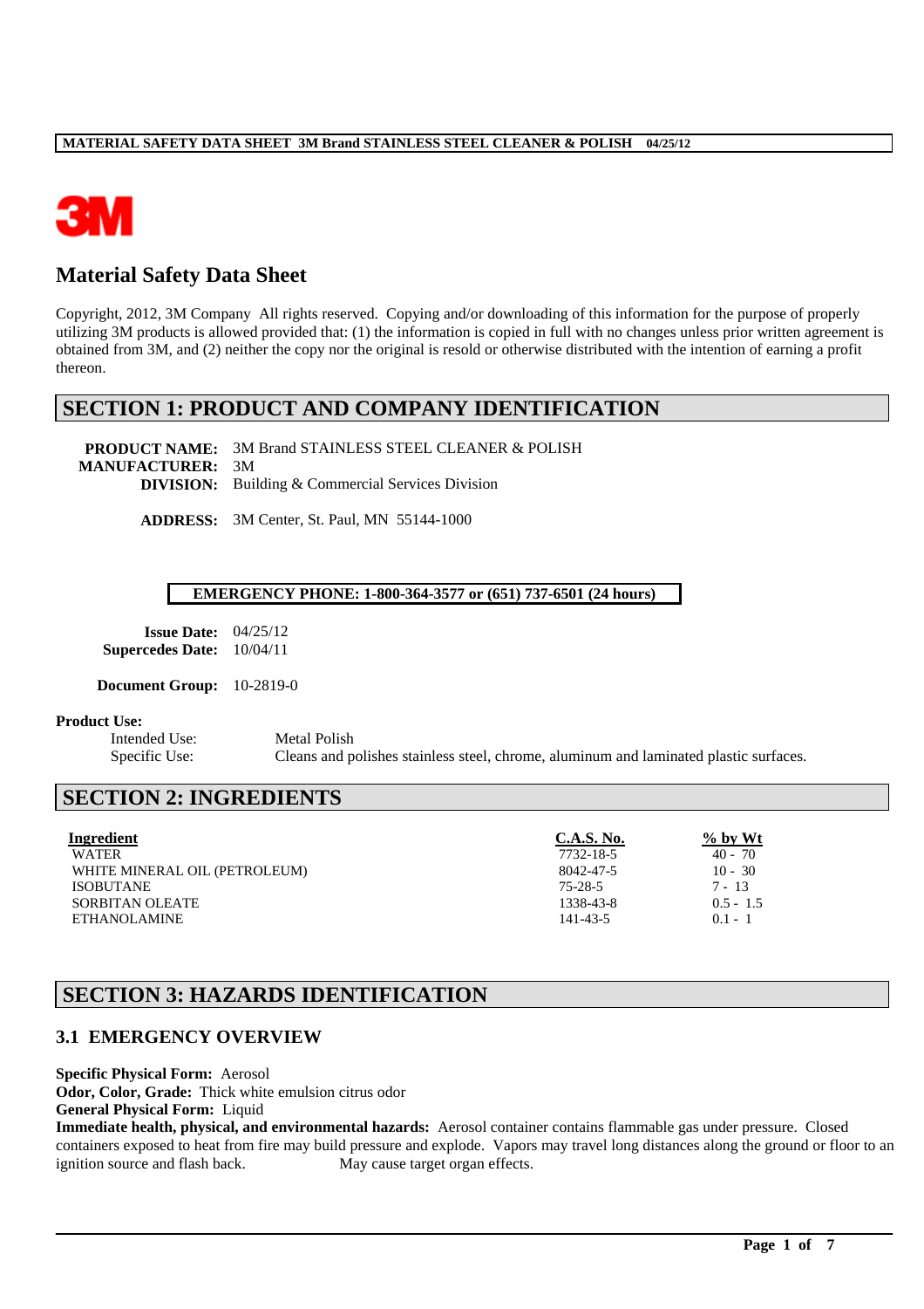# Material Safety Data Sheet

Copyright, 2012, 3M Company All rights reserved. Copying and/or downloading of this information for the purpose of properly utilizing 3M products is allowed provided that: (1) the information is copied in full with no changes unless prior written agreement is obtained from 3M, and (2) neither the copy nor the original is resold or otherwise distributed with the intention of earning a profit thereon.

## SECTION 1: PRODUCT AND COMPANY IDENTIFICATION

**PRODUCT NAME:** 3M Brand STAINLESS STEEL CLEANER & POLISH
**MANUFACTURER:** 3M
**DIVISION:** Building & Commercial Services Division

**ADDRESS:** 3M Center, St. Paul, MN 55144-1000

**EMERGENCY PHONE: 1-800-364-3577 or (651) 737-6501 (24 hours)**

**Issue Date:** 04/25/12
**Supercedes Date:** 10/04/11

**Document Group:** 10-2819-0

**Product Use:**

Intended Use: Metal Polish
Specific Use: Cleans and polishes stainless steel, chrome, aluminum and laminated plastic surfaces.

## SECTION 2: INGREDIENTS

| Ingredient | C.A.S. No. | % by Wt |
|---|---|---|
| WATER | 7732-18-5 | 40 - 70 |
| WHITE MINERAL OIL (PETROLEUM) | 8042-47-5 | 10 - 30 |
| ISOBUTANE | 75-28-5 | 7 - 13 |
| SORBITAN OLEATE | 1338-43-8 | 0.5 - 1.5 |
| ETHANOLAMINE | 141-43-5 | 0.1 - 1 |

## SECTION 3: HAZARDS IDENTIFICATION

### 3.1 EMERGENCY OVERVIEW

**Specific Physical Form:** Aerosol
**Odor, Color, Grade:** Thick white emulsion citrus odor
**General Physical Form:** Liquid
**Immediate health, physical, and environmental hazards:** Aerosol container contains flammable gas under pressure. Closed containers exposed to heat from fire may build pressure and explode. Vapors may travel long distances along the ground or floor to an ignition source and flash back. May cause target organ effects.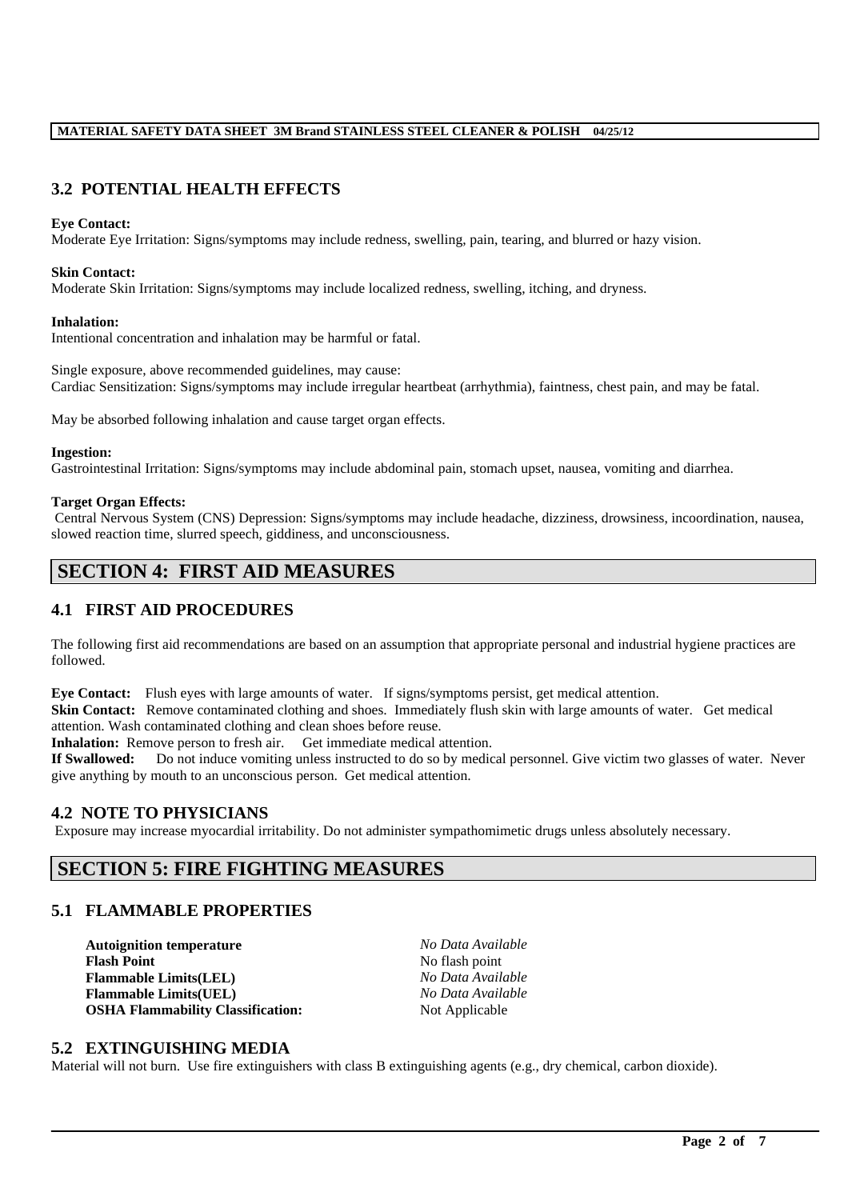## 3.2 POTENTIAL HEALTH EFFECTS

**Eye Contact:**
Moderate Eye Irritation: Signs/symptoms may include redness, swelling, pain, tearing, and blurred or hazy vision.

**Skin Contact:**
Moderate Skin Irritation: Signs/symptoms may include localized redness, swelling, itching, and dryness.

**Inhalation:**
Intentional concentration and inhalation may be harmful or fatal.

Single exposure, above recommended guidelines, may cause:
Cardiac Sensitization: Signs/symptoms may include irregular heartbeat (arrhythmia), faintness, chest pain, and may be fatal.

May be absorbed following inhalation and cause target organ effects.

**Ingestion:**
Gastrointestinal Irritation: Signs/symptoms may include abdominal pain, stomach upset, nausea, vomiting and diarrhea.

**Target Organ Effects:**
Central Nervous System (CNS) Depression: Signs/symptoms may include headache, dizziness, drowsiness, incoordination, nausea, slowed reaction time, slurred speech, giddiness, and unconsciousness.

# SECTION 4: FIRST AID MEASURES

## 4.1 FIRST AID PROCEDURES

The following first aid recommendations are based on an assumption that appropriate personal and industrial hygiene practices are followed.

**Eye Contact:** Flush eyes with large amounts of water. If signs/symptoms persist, get medical attention.
**Skin Contact:** Remove contaminated clothing and shoes. Immediately flush skin with large amounts of water. Get medical attention. Wash contaminated clothing and clean shoes before reuse.
**Inhalation:** Remove person to fresh air. Get immediate medical attention.
**If Swallowed:** Do not induce vomiting unless instructed to do so by medical personnel. Give victim two glasses of water. Never give anything by mouth to an unconscious person. Get medical attention.

## 4.2 NOTE TO PHYSICIANS

Exposure may increase myocardial irritability. Do not administer sympathomimetic drugs unless absolutely necessary.

# SECTION 5: FIRE FIGHTING MEASURES

## 5.1 FLAMMABLE PROPERTIES

| | |
|---|---|
| **Autoignition temperature** | *No Data Available* |
| **Flash Point** | No flash point |
| **Flammable Limits(LEL)** | *No Data Available* |
| **Flammable Limits(UEL)** | *No Data Available* |
| **OSHA Flammability Classification:** | Not Applicable |

## 5.2 EXTINGUISHING MEDIA

Material will not burn. Use fire extinguishers with class B extinguishing agents (e.g., dry chemical, carbon dioxide).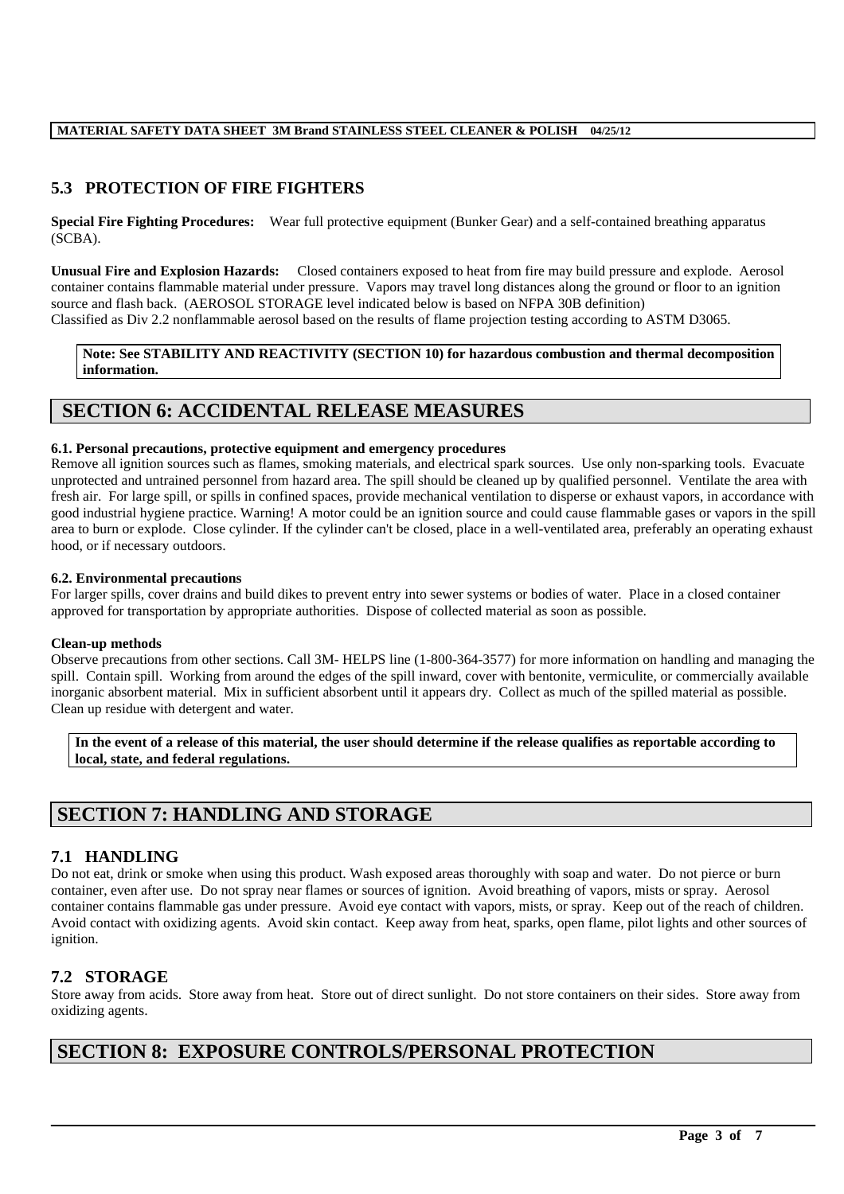## 5.3 PROTECTION OF FIRE FIGHTERS

**Special Fire Fighting Procedures:** Wear full protective equipment (Bunker Gear) and a self-contained breathing apparatus (SCBA).

**Unusual Fire and Explosion Hazards:** Closed containers exposed to heat from fire may build pressure and explode. Aerosol container contains flammable material under pressure. Vapors may travel long distances along the ground or floor to an ignition source and flash back. (AEROSOL STORAGE level indicated below is based on NFPA 30B definition)
Classified as Div 2.2 nonflammable aerosol based on the results of flame projection testing according to ASTM D3065.

**Note: See STABILITY AND REACTIVITY (SECTION 10) for hazardous combustion and thermal decomposition information.**

# SECTION 6: ACCIDENTAL RELEASE MEASURES

#### 6.1. Personal precautions, protective equipment and emergency procedures

Remove all ignition sources such as flames, smoking materials, and electrical spark sources. Use only non-sparking tools. Evacuate unprotected and untrained personnel from hazard area. The spill should be cleaned up by qualified personnel. Ventilate the area with fresh air. For large spill, or spills in confined spaces, provide mechanical ventilation to disperse or exhaust vapors, in accordance with good industrial hygiene practice. Warning! A motor could be an ignition source and could cause flammable gases or vapors in the spill area to burn or explode. Close cylinder. If the cylinder can't be closed, place in a well-ventilated area, preferably an operating exhaust hood, or if necessary outdoors.

#### 6.2. Environmental precautions

For larger spills, cover drains and build dikes to prevent entry into sewer systems or bodies of water. Place in a closed container approved for transportation by appropriate authorities. Dispose of collected material as soon as possible.

#### Clean-up methods

Observe precautions from other sections. Call 3M- HELPS line (1-800-364-3577) for more information on handling and managing the spill. Contain spill. Working from around the edges of the spill inward, cover with bentonite, vermiculite, or commercially available inorganic absorbent material. Mix in sufficient absorbent until it appears dry. Collect as much of the spilled material as possible. Clean up residue with detergent and water.

**In the event of a release of this material, the user should determine if the release qualifies as reportable according to local, state, and federal regulations.**

# SECTION 7: HANDLING AND STORAGE

## 7.1 HANDLING

Do not eat, drink or smoke when using this product. Wash exposed areas thoroughly with soap and water. Do not pierce or burn container, even after use. Do not spray near flames or sources of ignition. Avoid breathing of vapors, mists or spray. Aerosol container contains flammable gas under pressure. Avoid eye contact with vapors, mists, or spray. Keep out of the reach of children. Avoid contact with oxidizing agents. Avoid skin contact. Keep away from heat, sparks, open flame, pilot lights and other sources of ignition.

## 7.2 STORAGE

Store away from acids. Store away from heat. Store out of direct sunlight. Do not store containers on their sides. Store away from oxidizing agents.

# SECTION 8: EXPOSURE CONTROLS/PERSONAL PROTECTION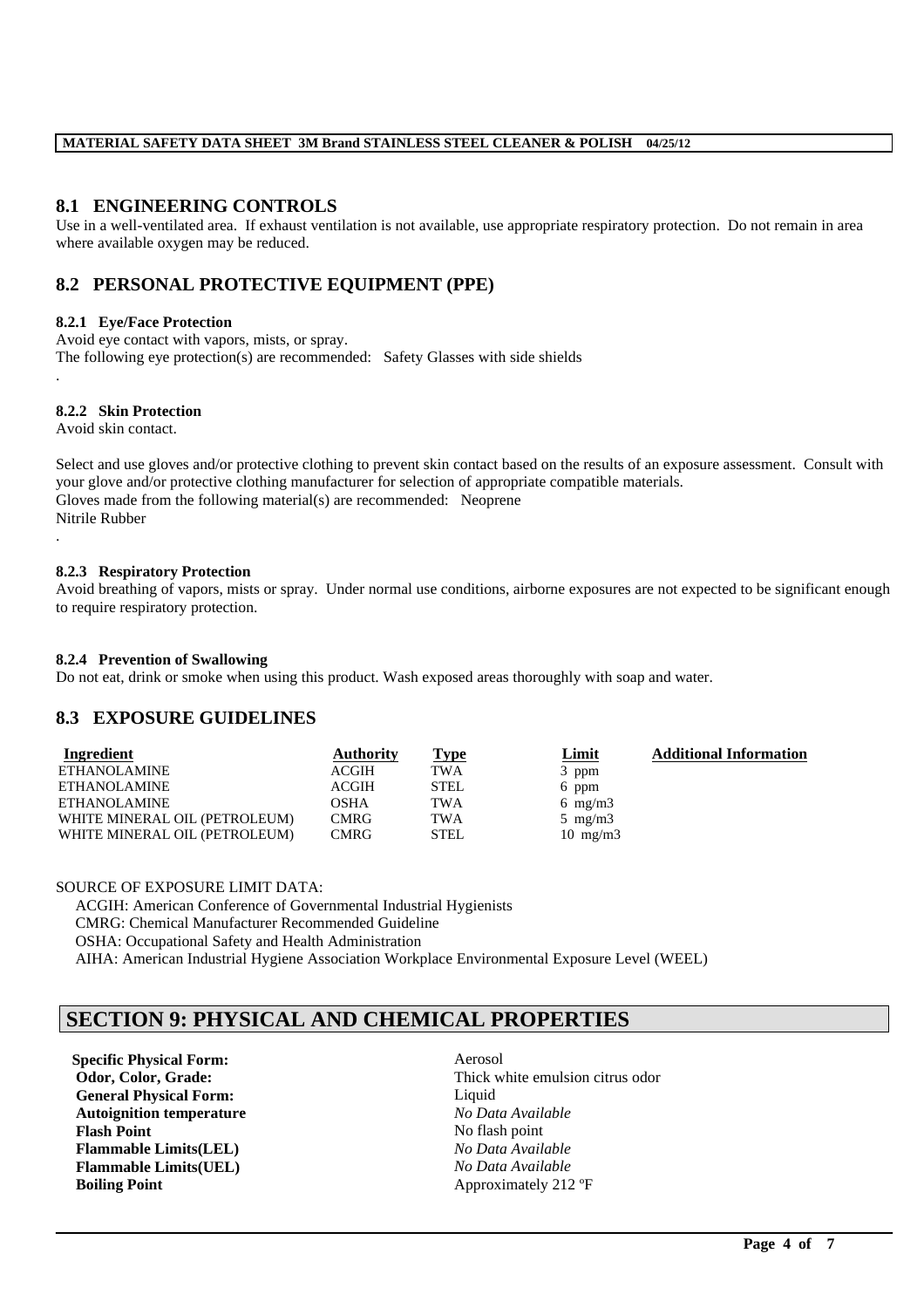## 8.1 ENGINEERING CONTROLS

Use in a well-ventilated area. If exhaust ventilation is not available, use appropriate respiratory protection. Do not remain in area where available oxygen may be reduced.

## 8.2 PERSONAL PROTECTIVE EQUIPMENT (PPE)

### 8.2.1 Eye/Face Protection

Avoid eye contact with vapors, mists, or spray.
The following eye protection(s) are recommended: Safety Glasses with side shields
.

### 8.2.2 Skin Protection

Avoid skin contact.

Select and use gloves and/or protective clothing to prevent skin contact based on the results of an exposure assessment. Consult with your glove and/or protective clothing manufacturer for selection of appropriate compatible materials.
Gloves made from the following material(s) are recommended: Neoprene
Nitrile Rubber
.

### 8.2.3 Respiratory Protection

Avoid breathing of vapors, mists or spray. Under normal use conditions, airborne exposures are not expected to be significant enough to require respiratory protection.

### 8.2.4 Prevention of Swallowing

Do not eat, drink or smoke when using this product. Wash exposed areas thoroughly with soap and water.

## 8.3 EXPOSURE GUIDELINES

| Ingredient | Authority | Type | Limit | Additional Information |
|---|---|---|---|---|
| ETHANOLAMINE | ACGIH | TWA | 3 ppm | |
| ETHANOLAMINE | ACGIH | STEL | 6 ppm | |
| ETHANOLAMINE | OSHA | TWA | 6 mg/m3 | |
| WHITE MINERAL OIL (PETROLEUM) | CMRG | TWA | 5 mg/m3 | |
| WHITE MINERAL OIL (PETROLEUM) | CMRG | STEL | 10 mg/m3 | |

SOURCE OF EXPOSURE LIMIT DATA:

ACGIH: American Conference of Governmental Industrial Hygienists
CMRG: Chemical Manufacturer Recommended Guideline
OSHA: Occupational Safety and Health Administration
AIHA: American Industrial Hygiene Association Workplace Environmental Exposure Level (WEEL)

# SECTION 9: PHYSICAL AND CHEMICAL PROPERTIES

| | |
|---|---|
| **Specific Physical Form:** | Aerosol |
| **Odor, Color, Grade:** | Thick white emulsion citrus odor |
| **General Physical Form:** | Liquid |
| **Autoignition temperature** | *No Data Available* |
| **Flash Point** | No flash point |
| **Flammable Limits(LEL)** | *No Data Available* |
| **Flammable Limits(UEL)** | *No Data Available* |
| **Boiling Point** | Approximately 212 ºF |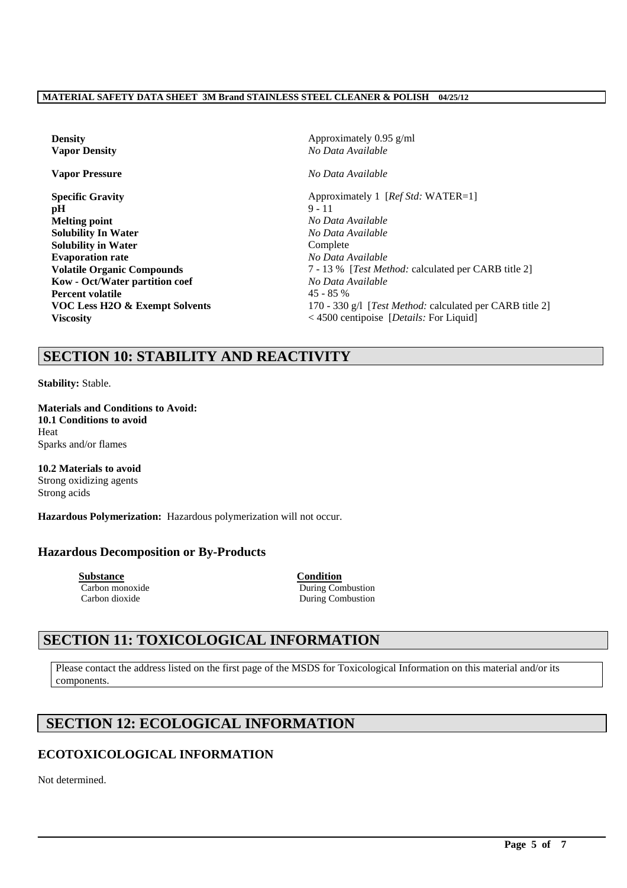| | |
|---|---|
| **Density** | Approximately 0.95 g/ml |
| **Vapor Density** | *No Data Available* |
| **Vapor Pressure** | *No Data Available* |
| **Specific Gravity** | Approximately 1 [*Ref Std:* WATER=1] |
| **pH** | 9 - 11 |
| **Melting point** | *No Data Available* |
| **Solubility In Water** | *No Data Available* |
| **Solubility in Water** | Complete |
| **Evaporation rate** | *No Data Available* |
| **Volatile Organic Compounds** | 7 - 13 % [*Test Method:* calculated per CARB title 2] |
| **Kow - Oct/Water partition coef** | *No Data Available* |
| **Percent volatile** | 45 - 85 % |
| **VOC Less H2O & Exempt Solvents** | 170 - 330 g/l [*Test Method:* calculated per CARB title 2] |
| **Viscosity** | < 4500 centipoise [*Details:* For Liquid] |

## SECTION 10: STABILITY AND REACTIVITY

**Stability:** Stable.

**Materials and Conditions to Avoid:**
**10.1 Conditions to avoid**
Heat
Sparks and/or flames

**10.2 Materials to avoid**
Strong oxidizing agents
Strong acids

**Hazardous Polymerization:** Hazardous polymerization will not occur.

### Hazardous Decomposition or By-Products

| Substance | Condition |
|---|---|
| Carbon monoxide | During Combustion |
| Carbon dioxide | During Combustion |

## SECTION 11: TOXICOLOGICAL INFORMATION

Please contact the address listed on the first page of the MSDS for Toxicological Information on this material and/or its components.

## SECTION 12: ECOLOGICAL INFORMATION

### ECOTOXICOLOGICAL INFORMATION

Not determined.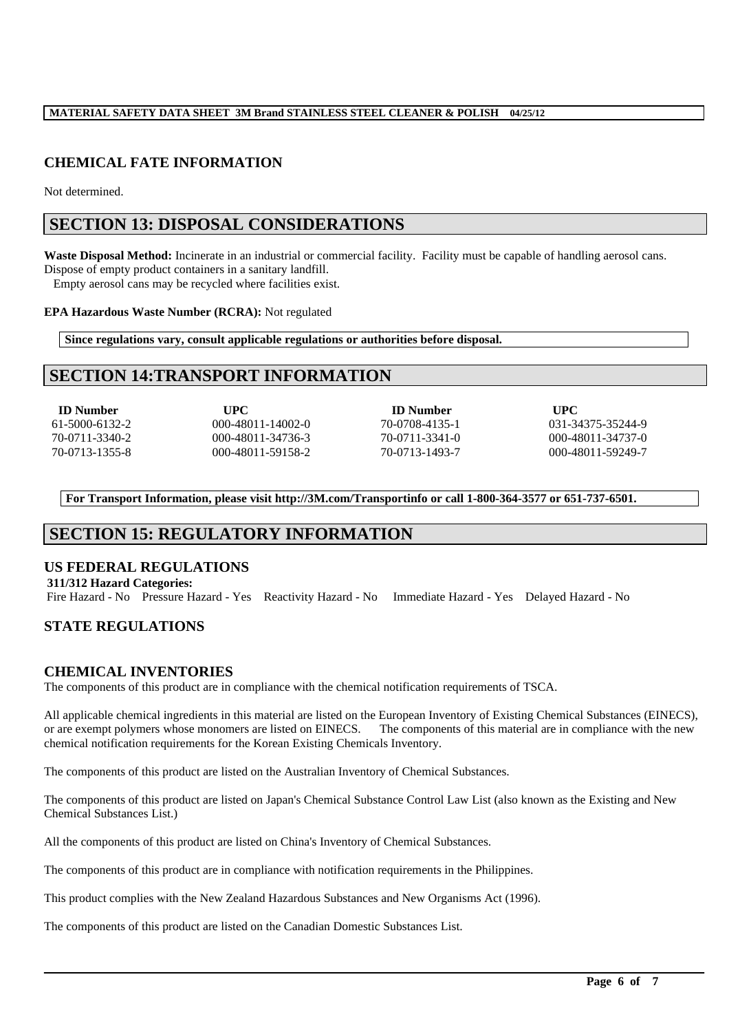## CHEMICAL FATE INFORMATION

Not determined.

# SECTION 13: DISPOSAL CONSIDERATIONS

**Waste Disposal Method:** Incinerate in an industrial or commercial facility. Facility must be capable of handling aerosol cans. Dispose of empty product containers in a sanitary landfill.
Empty aerosol cans may be recycled where facilities exist.

**EPA Hazardous Waste Number (RCRA):** Not regulated

**Since regulations vary, consult applicable regulations or authorities before disposal.**

# SECTION 14:TRANSPORT INFORMATION

| ID Number | UPC | ID Number | UPC |
|---|---|---|---|
| 61-5000-6132-2 | 000-48011-14002-0 | 70-0708-4135-1 | 031-34375-35244-9 |
| 70-0711-3340-2 | 000-48011-34736-3 | 70-0711-3341-0 | 000-48011-34737-0 |
| 70-0713-1355-8 | 000-48011-59158-2 | 70-0713-1493-7 | 000-48011-59249-7 |

**For Transport Information, please visit http://3M.com/Transportinfo or call 1-800-364-3577 or 651-737-6501.**

# SECTION 15: REGULATORY INFORMATION

## US FEDERAL REGULATIONS

**311/312 Hazard Categories:**
Fire Hazard - No Pressure Hazard - Yes Reactivity Hazard - No Immediate Hazard - Yes Delayed Hazard - No

## STATE REGULATIONS

## CHEMICAL INVENTORIES

The components of this product are in compliance with the chemical notification requirements of TSCA.

All applicable chemical ingredients in this material are listed on the European Inventory of Existing Chemical Substances (EINECS), or are exempt polymers whose monomers are listed on EINECS. The components of this material are in compliance with the new chemical notification requirements for the Korean Existing Chemicals Inventory.

The components of this product are listed on the Australian Inventory of Chemical Substances.

The components of this product are listed on Japan's Chemical Substance Control Law List (also known as the Existing and New Chemical Substances List.)

All the components of this product are listed on China's Inventory of Chemical Substances.

The components of this product are in compliance with notification requirements in the Philippines.

This product complies with the New Zealand Hazardous Substances and New Organisms Act (1996).

The components of this product are listed on the Canadian Domestic Substances List.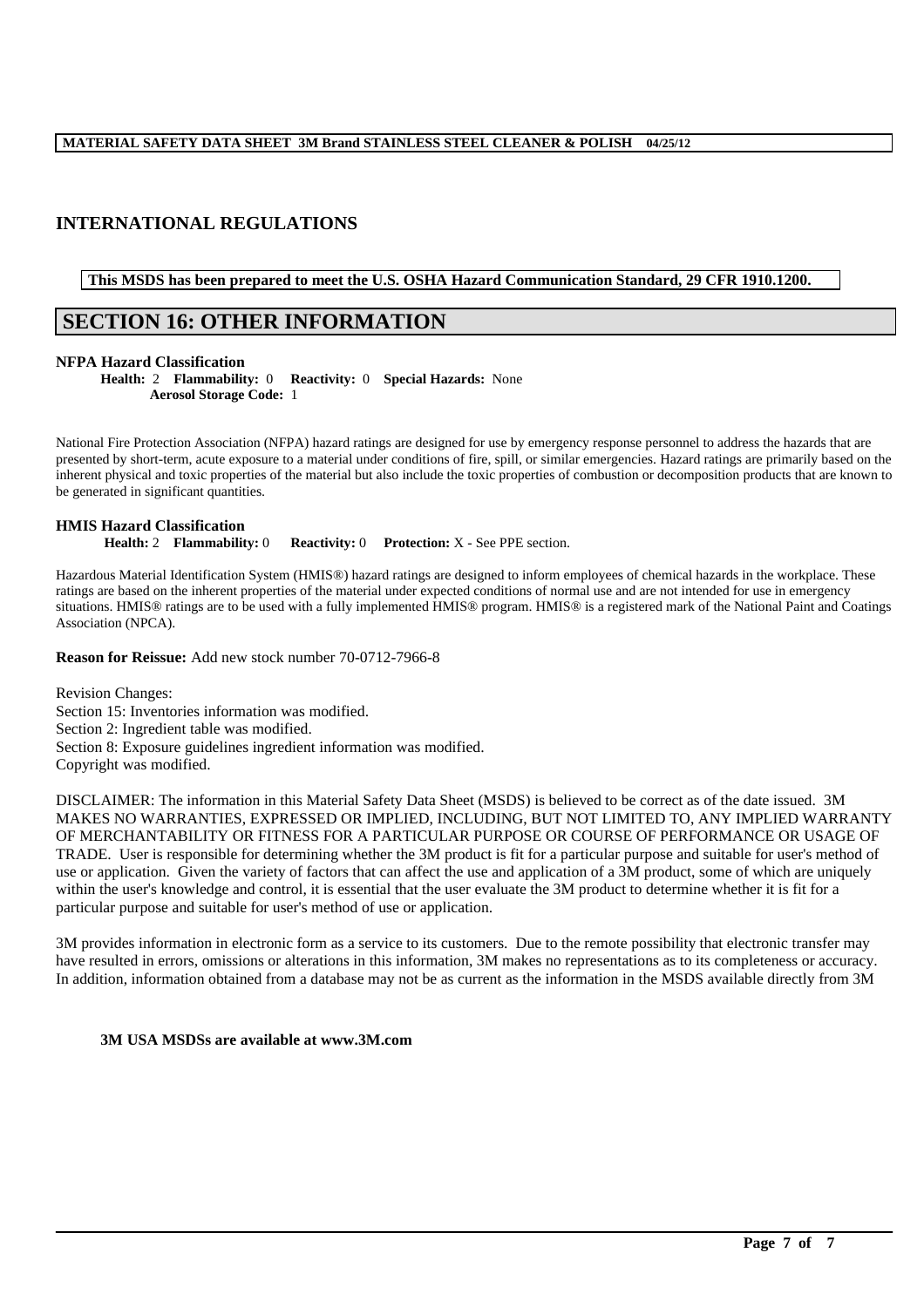## INTERNATIONAL REGULATIONS

**This MSDS has been prepared to meet the U.S. OSHA Hazard Communication Standard, 29 CFR 1910.1200.**

# SECTION 16: OTHER INFORMATION

**NFPA Hazard Classification**

**Health:** 2 **Flammability:** 0 **Reactivity:** 0 **Special Hazards:** None
**Aerosol Storage Code:** 1

National Fire Protection Association (NFPA) hazard ratings are designed for use by emergency response personnel to address the hazards that are presented by short-term, acute exposure to a material under conditions of fire, spill, or similar emergencies. Hazard ratings are primarily based on the inherent physical and toxic properties of the material but also include the toxic properties of combustion or decomposition products that are known to be generated in significant quantities.

**HMIS Hazard Classification**

**Health:** 2 **Flammability:** 0 **Reactivity:** 0 **Protection:** X - See PPE section.

Hazardous Material Identification System (HMIS®) hazard ratings are designed to inform employees of chemical hazards in the workplace. These ratings are based on the inherent properties of the material under expected conditions of normal use and are not intended for use in emergency situations. HMIS® ratings are to be used with a fully implemented HMIS® program. HMIS® is a registered mark of the National Paint and Coatings Association (NPCA).

**Reason for Reissue:** Add new stock number 70-0712-7966-8

Revision Changes:
Section 15: Inventories information was modified.
Section 2: Ingredient table was modified.
Section 8: Exposure guidelines ingredient information was modified.
Copyright was modified.

DISCLAIMER: The information in this Material Safety Data Sheet (MSDS) is believed to be correct as of the date issued. 3M MAKES NO WARRANTIES, EXPRESSED OR IMPLIED, INCLUDING, BUT NOT LIMITED TO, ANY IMPLIED WARRANTY OF MERCHANTABILITY OR FITNESS FOR A PARTICULAR PURPOSE OR COURSE OF PERFORMANCE OR USAGE OF TRADE. User is responsible for determining whether the 3M product is fit for a particular purpose and suitable for user's method of use or application. Given the variety of factors that can affect the use and application of a 3M product, some of which are uniquely within the user's knowledge and control, it is essential that the user evaluate the 3M product to determine whether it is fit for a particular purpose and suitable for user's method of use or application.

3M provides information in electronic form as a service to its customers. Due to the remote possibility that electronic transfer may have resulted in errors, omissions or alterations in this information, 3M makes no representations as to its completeness or accuracy. In addition, information obtained from a database may not be as current as the information in the MSDS available directly from 3M

**3M USA MSDSs are available at www.3M.com**